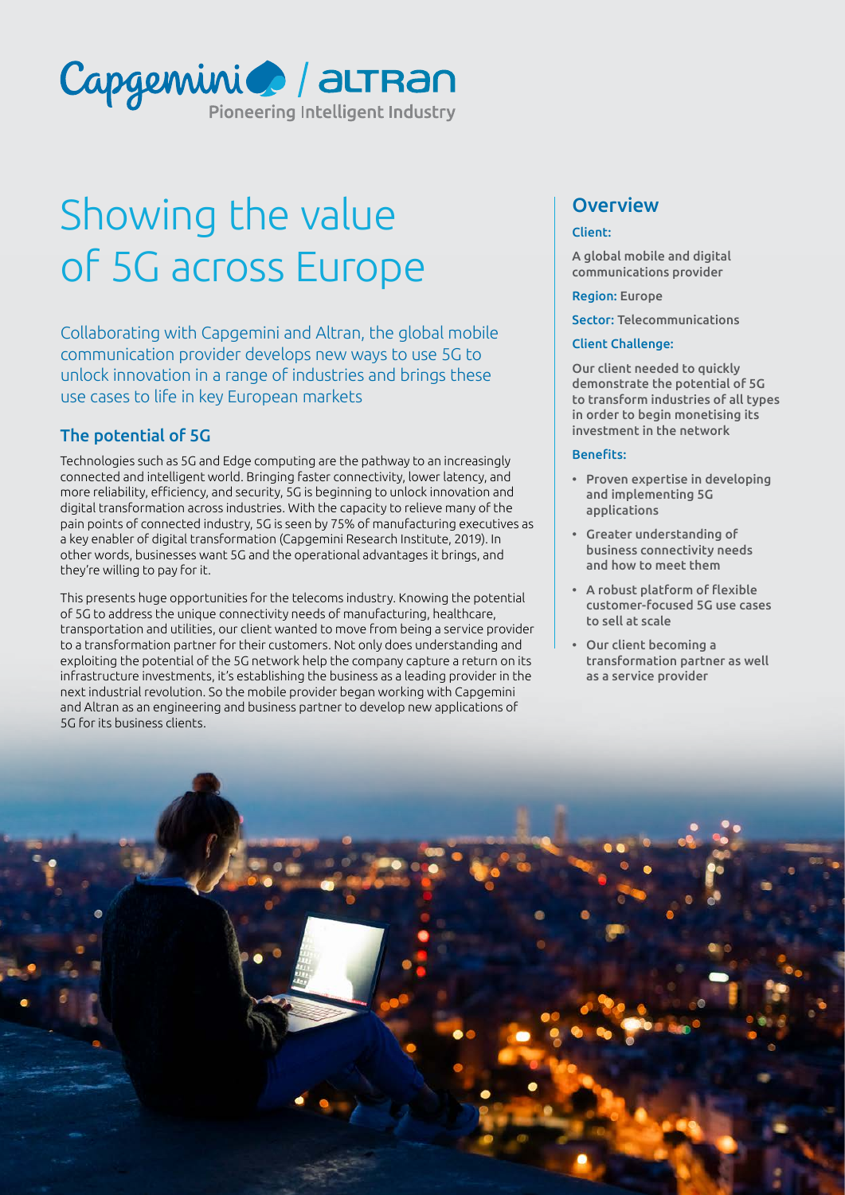# Showing the value of 5G across Europe

Collaborating with Capgemini and Altran, the global mobile communication provider develops new ways to use 5G to unlock innovation in a range of industries and brings these use cases to life in key European markets

## The potential of 5G

Technologies such as 5G and Edge computing are the pathway to an increasingly connected and intelligent world. Bringing faster connectivity, lower latency, and more reliability, efficiency, and security, 5G is beginning to unlock innovation and digital transformation across industries. With the capacity to relieve many of the pain points of connected industry, 5G is seen by 75% of manufacturing executives as a key enabler of digital transformation (Capgemini Research Institute, 2019). In other words, businesses want 5G and the operational advantages it brings, and they're willing to pay for it.

This presents huge opportunities for the telecoms industry. Knowing the potential of 5G to address the unique connectivity needs of manufacturing, healthcare, transportation and utilities, our client wanted to move from being a service provider to a transformation partner for their customers. Not only does understanding and exploiting the potential of the 5G network help the company capture a return on its infrastructure investments, it's establishing the business as a leading provider in the next industrial revolution. So the mobile provider began working with Capgemini and Altran as an engineering and business partner to develop new applications of 5G for its business clients.

## Overview

**Client:**

A global mobile and digital communications provider

**Region:** Europe

**Sector:** Telecommunications

**Client Challenge:**

Our client needed to quickly demonstrate the potential of 5G to transform industries of all types in order to begin monetising its investment in the network

**Benefits:**

- Proven expertise in developing and implementing 5G applications
- Greater understanding of business connectivity needs and how to meet them
- A robust platform of flexible customer-focused 5G use cases to sell at scale
- Our client becoming a transformation partner as well as a service provider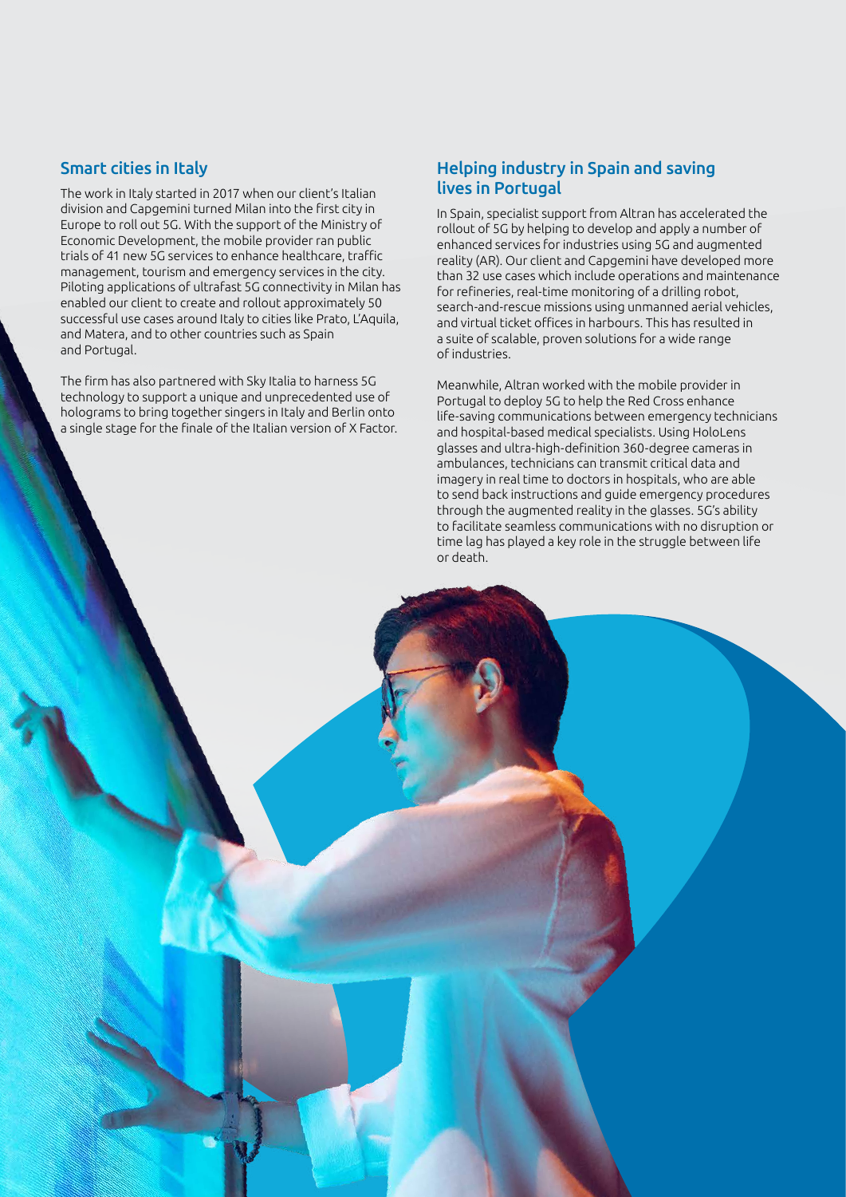## Smart cities in Italy

The work in Italy started in 2017 when our client's Italian division and Capgemini turned Milan into the first city in Europe to roll out 5G. With the support of the Ministry of Economic Development, the mobile provider ran public trials of 41 new 5G services to enhance healthcare, traffic management, tourism and emergency services in the city. Piloting applications of ultrafast 5G connectivity in Milan has enabled our client to create and rollout approximately 50 successful use cases around Italy to cities like Prato, L'Aquila, and Matera, and to other countries such as Spain and Portugal.

The firm has also partnered with Sky Italia to harness 5G technology to support a unique and unprecedented use of holograms to bring together singers in Italy and Berlin onto a single stage for the finale of the Italian version of X Factor.

## Helping industry in Spain and saving lives in Portugal

In Spain, specialist support from Altran has accelerated the rollout of 5G by helping to develop and apply a number of enhanced services for industries using 5G and augmented reality (AR). Our client and Capgemini have developed more than 32 use cases which include operations and maintenance for refineries, real-time monitoring of a drilling robot, search-and-rescue missions using unmanned aerial vehicles, and virtual ticket offices in harbours. This has resulted in a suite of scalable, proven solutions for a wide range of industries.

Meanwhile, Altran worked with the mobile provider in Portugal to deploy 5G to help the Red Cross enhance life-saving communications between emergency technicians and hospital-based medical specialists. Using HoloLens glasses and ultra-high-definition 360-degree cameras in ambulances, technicians can transmit critical data and imagery in real time to doctors in hospitals, who are able to send back instructions and guide emergency procedures through the augmented reality in the glasses. 5G's ability to facilitate seamless communications with no disruption or time lag has played a key role in the struggle between life or death.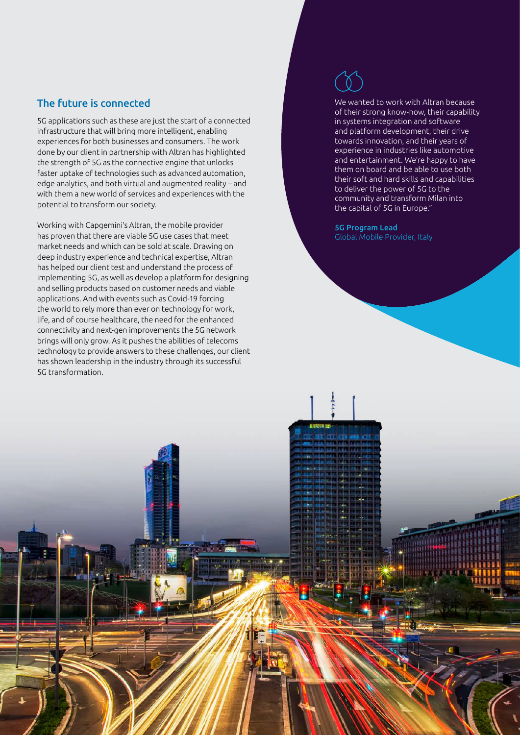## The future is connected

5G applications such as these are just the start of a connected infrastructure that will bring more intelligent, enabling experiences for both businesses and consumers. The work done by our client in partnership with Altran has highlighted the strength of 5G as the connective engine that unlocks faster uptake of technologies such as advanced automation, edge analytics, and both virtual and augmented reality – and with them a new world of services and experiences with the potential to transform our society.

Working with Capgemini's Altran, the mobile provider has proven that there are viable 5G use cases that meet market needs and which can be sold at scale. Drawing on deep industry experience and technical expertise, Altran has helped our client test and understand the process of implementing 5G, as well as develop a platform for designing and selling products based on customer needs and viable applications. And with events such as Covid-19 forcing the world to rely more than ever on technology for work, life, and of course healthcare, the need for the enhanced connectivity and next-gen improvements the 5G network brings will only grow. As it pushes the abilities of telecoms technology to provide answers to these challenges, our client has shown leadership in the industry through its successful 5G transformation.

> We wanted to work with Altran because of their strong know-how, their capability in systems integration and software and platform development, their drive towards innovation, and their years of experience in industries like automotive and entertainment. We're happy to have them on board and be able to use both their soft and hard skills and capabilities to deliver the power of 5G to the community and transform Milan into the capital of 5G in Europe."
>
> **5G Program Lead**
> Global Mobile Provider, Italy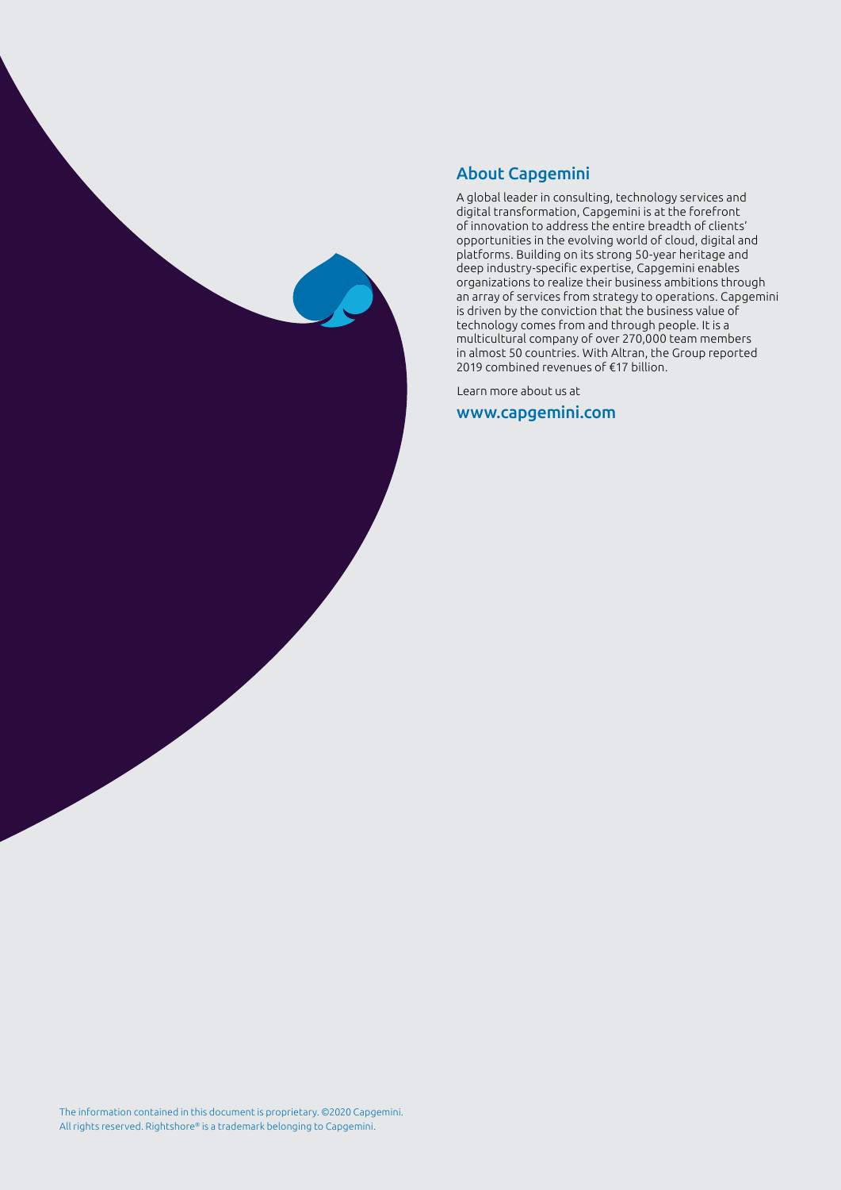## About Capgemini

A global leader in consulting, technology services and digital transformation, Capgemini is at the forefront of innovation to address the entire breadth of clients' opportunities in the evolving world of cloud, digital and platforms. Building on its strong 50-year heritage and deep industry-specific expertise, Capgemini enables organizations to realize their business ambitions through an array of services from strategy to operations. Capgemini is driven by the conviction that the business value of technology comes from and through people. It is a multicultural company of over 270,000 team members in almost 50 countries. With Altran, the Group reported 2019 combined revenues of €17 billion.

Learn more about us at

www.capgemini.com

The information contained in this document is proprietary. ©2020 Capgemini. All rights reserved. Rightshore® is a trademark belonging to Capgemini.